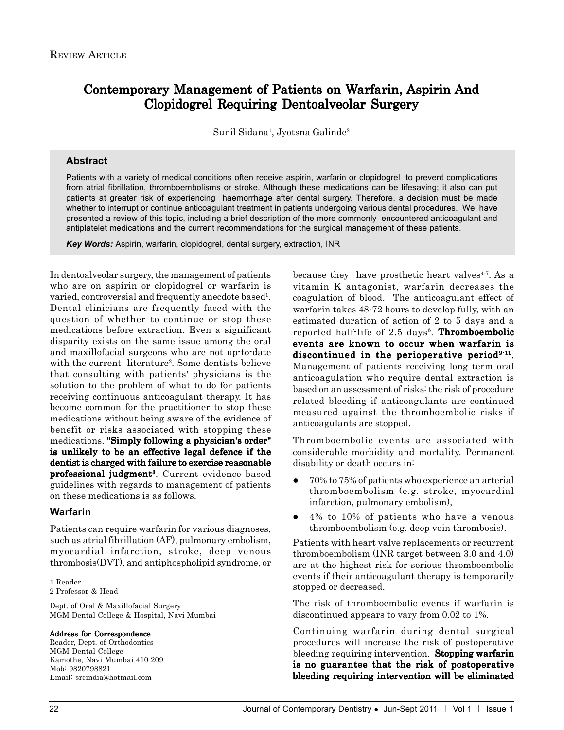REVIEW ARTICLE

# Contemporary Management of Patients on Warfarin, Aspirin And Clopidogrel Requiring Dentoalveolar Surgery

Sunil Sidana[1], Jyotsna Galinde[2]

## Abstract

Patients with a variety of medical conditions often receive aspirin, warfarin or clopidogrel to prevent complications from atrial fibrillation, thromboembolisms or stroke. Although these medications can be lifesaving; it also can put patients at greater risk of experiencing haemorrhage after dental surgery. Therefore, a decision must be made whether to interrupt or continue anticoagulant treatment in patients undergoing various dental procedures. We have presented a review of this topic, including a brief description of the more commonly encountered anticoagulant and antiplatelet medications and the current recommendations for the surgical management of these patients.

***Key Words:*** Aspirin, warfarin, clopidogrel, dental surgery, extraction, INR

In dentoalveolar surgery, the management of patients who are on aspirin or clopidogrel or warfarin is varied, controversial and frequently anecdote based[1]. Dental clinicians are frequently faced with the question of whether to continue or stop these medications before extraction. Even a significant disparity exists on the same issue among the oral and maxillofacial surgeons who are not up-to-date with the current literature[2]. Some dentists believe that consulting with patients' physicians is the solution to the problem of what to do for patients receiving continuous anticoagulant therapy. It has become common for the practitioner to stop these medications without being aware of the evidence of benefit or risks associated with stopping these medications. **"Simply following a physician's order" is unlikely to be an effective legal defence if the dentist is charged with failure to exercise reasonable professional judgment[3]**. Current evidence based guidelines with regards to management of patients on these medications is as follows.

### Warfarin

Patients can require warfarin for various diagnoses, such as atrial fibrillation (AF), pulmonary embolism, myocardial infarction, stroke, deep venous thrombosis(DVT), and antiphospholipid syndrome, or because they have prosthetic heart valves[4-7]. As a vitamin K antagonist, warfarin decreases the coagulation of blood. The anticoagulant effect of warfarin takes 48-72 hours to develop fully, with an estimated duration of action of 2 to 5 days and a reported half-life of 2.5 days[8]. **Thromboembolic events are known to occur when warfarin is discontinued in the perioperative period[9-11].** Management of patients receiving long term oral anticoagulation who require dental extraction is based on an assessment of risks: the risk of procedure related bleeding if anticoagulants are continued measured against the thromboembolic risks if anticoagulants are stopped.

Thromboembolic events are associated with considerable morbidity and mortality. Permanent disability or death occurs in:

- 70% to 75% of patients who experience an arterial thromboembolism (e.g. stroke, myocardial infarction, pulmonary embolism),
- 4% to 10% of patients who have a venous thromboembolism (e.g. deep vein thrombosis).

Patients with heart valve replacements or recurrent thromboembolism (INR target between 3.0 and 4.0) are at the highest risk for serious thromboembolic events if their anticoagulant therapy is temporarily stopped or decreased.

The risk of thromboembolic events if warfarin is discontinued appears to vary from 0.02 to 1%.

Continuing warfarin during dental surgical procedures will increase the risk of postoperative bleeding requiring intervention. **Stopping warfarin is no guarantee that the risk of postoperative bleeding requiring intervention will be eliminated**

1 Reader
2 Professor & Head

Dept. of Oral & Maxillofacial Surgery
MGM Dental College & Hospital, Navi Mumbai

**Address for Correspondence**
Reader, Dept. of Orthodontics
MGM Dental College
Kamothe, Navi Mumbai 410 209
Mob: 9820798821
Email: srcindia@hotmail.com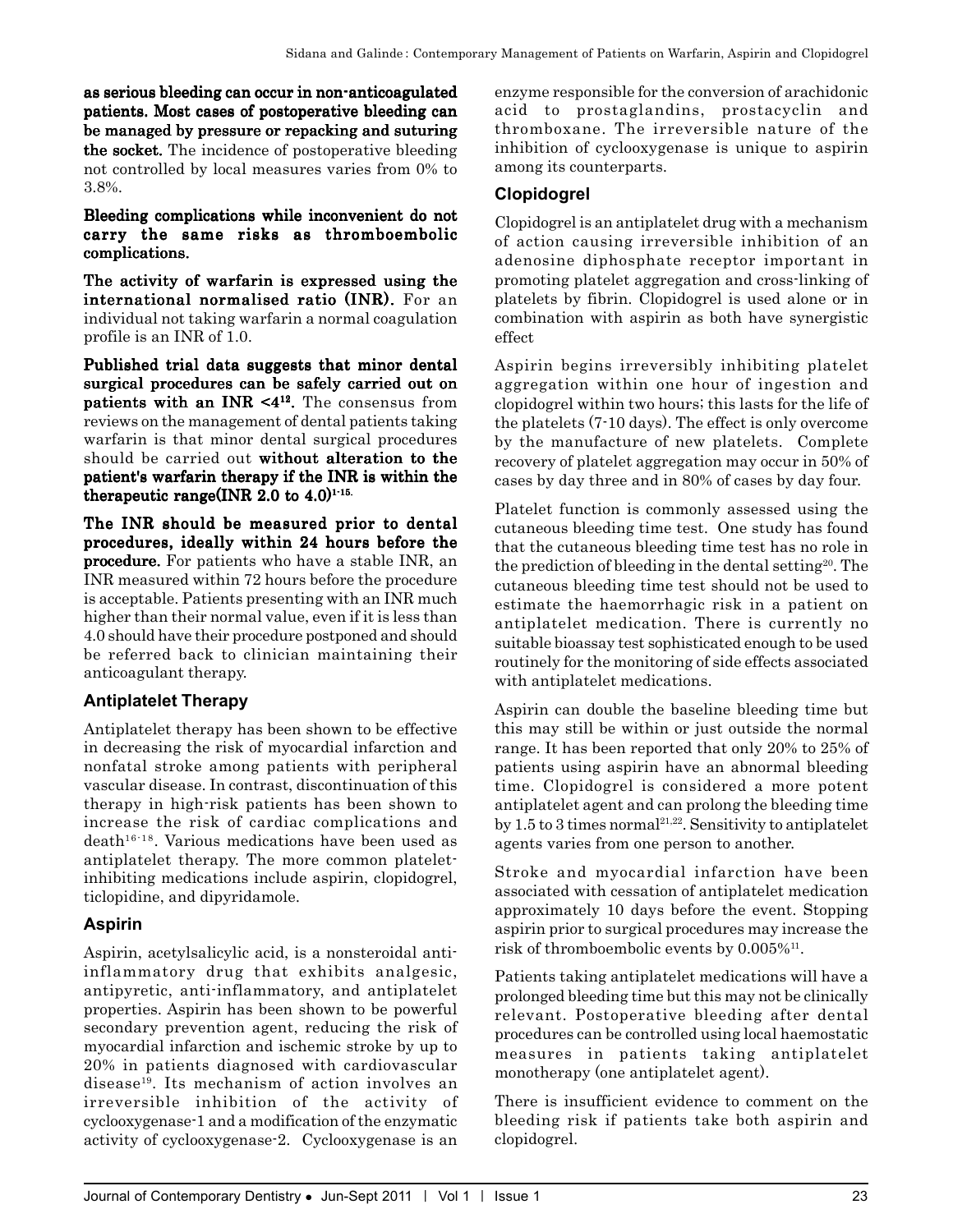**as serious bleeding can occur in non-anticoagulated patients. Most cases of postoperative bleeding can be managed by pressure or repacking and suturing the socket.** The incidence of postoperative bleeding not controlled by local measures varies from 0% to 3.8%.

**Bleeding complications while inconvenient do not carry the same risks as thromboembolic complications.**

**The activity of warfarin is expressed using the international normalised ratio (INR).** For an individual not taking warfarin a normal coagulation profile is an INR of 1.0.

**Published trial data suggests that minor dental surgical procedures can be safely carried out on patients with an INR <4[12].** The consensus from reviews on the management of dental patients taking warfarin is that minor dental surgical procedures should be carried out **without alteration to the patient's warfarin therapy if the INR is within the therapeutic range(INR 2.0 to 4.0)[1-15].**

**The INR should be measured prior to dental procedures, ideally within 24 hours before the procedure.** For patients who have a stable INR, an INR measured within 72 hours before the procedure is acceptable. Patients presenting with an INR much higher than their normal value, even if it is less than 4.0 should have their procedure postponed and should be referred back to clinician maintaining their anticoagulant therapy.

## Antiplatelet Therapy

Antiplatelet therapy has been shown to be effective in decreasing the risk of myocardial infarction and nonfatal stroke among patients with peripheral vascular disease. In contrast, discontinuation of this therapy in high-risk patients has been shown to increase the risk of cardiac complications and death[16-18]. Various medications have been used as antiplatelet therapy. The more common platelet-inhibiting medications include aspirin, clopidogrel, ticlopidine, and dipyridamole.

## Aspirin

Aspirin, acetylsalicylic acid, is a nonsteroidal anti-inflammatory drug that exhibits analgesic, antipyretic, anti-inflammatory, and antiplatelet properties. Aspirin has been shown to be powerful secondary prevention agent, reducing the risk of myocardial infarction and ischemic stroke by up to 20% in patients diagnosed with cardiovascular disease[19]. Its mechanism of action involves an irreversible inhibition of the activity of cyclooxygenase-1 and a modification of the enzymatic activity of cyclooxygenase-2. Cyclooxygenase is an enzyme responsible for the conversion of arachidonic acid to prostaglandins, prostacyclin and thromboxane. The irreversible nature of the inhibition of cyclooxygenase is unique to aspirin among its counterparts.

## Clopidogrel

Clopidogrel is an antiplatelet drug with a mechanism of action causing irreversible inhibition of an adenosine diphosphate receptor important in promoting platelet aggregation and cross-linking of platelets by fibrin. Clopidogrel is used alone or in combination with aspirin as both have synergistic effect

Aspirin begins irreversibly inhibiting platelet aggregation within one hour of ingestion and clopidogrel within two hours; this lasts for the life of the platelets (7-10 days). The effect is only overcome by the manufacture of new platelets. Complete recovery of platelet aggregation may occur in 50% of cases by day three and in 80% of cases by day four.

Platelet function is commonly assessed using the cutaneous bleeding time test. One study has found that the cutaneous bleeding time test has no role in the prediction of bleeding in the dental setting[20]. The cutaneous bleeding time test should not be used to estimate the haemorrhagic risk in a patient on antiplatelet medication. There is currently no suitable bioassay test sophisticated enough to be used routinely for the monitoring of side effects associated with antiplatelet medications.

Aspirin can double the baseline bleeding time but this may still be within or just outside the normal range. It has been reported that only 20% to 25% of patients using aspirin have an abnormal bleeding time. Clopidogrel is considered a more potent antiplatelet agent and can prolong the bleeding time by 1.5 to 3 times normal[21,22]. Sensitivity to antiplatelet agents varies from one person to another.

Stroke and myocardial infarction have been associated with cessation of antiplatelet medication approximately 10 days before the event. Stopping aspirin prior to surgical procedures may increase the risk of thromboembolic events by 0.005%[11].

Patients taking antiplatelet medications will have a prolonged bleeding time but this may not be clinically relevant. Postoperative bleeding after dental procedures can be controlled using local haemostatic measures in patients taking antiplatelet monotherapy (one antiplatelet agent).

There is insufficient evidence to comment on the bleeding risk if patients take both aspirin and clopidogrel.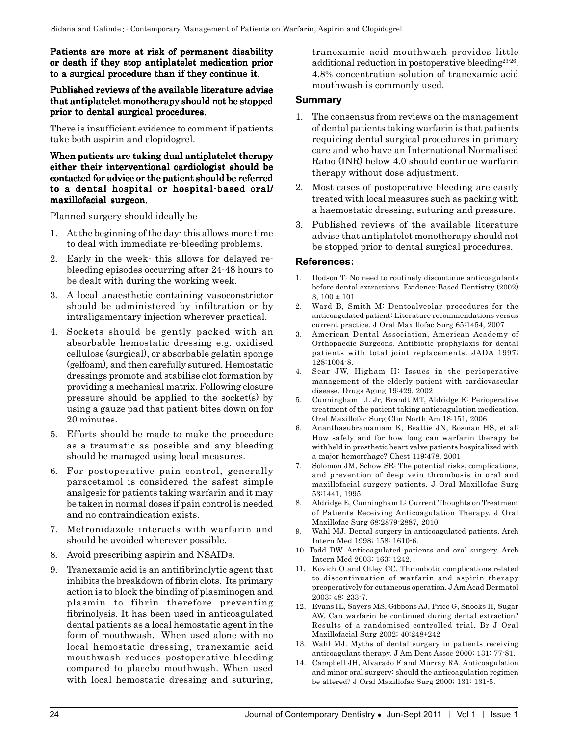**Patients are more at risk of permanent disability or death if they stop antiplatelet medication prior to a surgical procedure than if they continue it.**

**Published reviews of the available literature advise that antiplatelet monotherapy should not be stopped prior to dental surgical procedures.**

There is insufficient evidence to comment if patients take both aspirin and clopidogrel.

**When patients are taking dual antiplatelet therapy either their interventional cardiologist should be contacted for advice or the patient should be referred to a dental hospital or hospital-based oral/ maxillofacial surgeon.**

Planned surgery should ideally be

1. At the beginning of the day- this allows more time to deal with immediate re-bleeding problems.
2. Early in the week- this allows for delayed re-bleeding episodes occurring after 24-48 hours to be dealt with during the working week.
3. A local anaesthetic containing vasoconstrictor should be administered by infiltration or by intraligamentary injection wherever practical.
4. Sockets should be gently packed with an absorbable hemostatic dressing e.g. oxidised cellulose (surgical), or absorbable gelatin sponge (gelfoam), and then carefully sutured. Hemostatic dressings promote and stabilise clot formation by providing a mechanical matrix. Following closure pressure should be applied to the socket(s) by using a gauze pad that patient bites down on for 20 minutes.
5. Efforts should be made to make the procedure as a traumatic as possible and any bleeding should be managed using local measures.
6. For postoperative pain control, generally paracetamol is considered the safest simple analgesic for patients taking warfarin and it may be taken in normal doses if pain control is needed and no contraindication exists.
7. Metronidazole interacts with warfarin and should be avoided wherever possible.
8. Avoid prescribing aspirin and NSAIDs.
9. Tranexamic acid is an antifibrinolytic agent that inhibits the breakdown of fibrin clots. Its primary action is to block the binding of plasminogen and plasmin to fibrin therefore preventing fibrinolysis. It has been used in anticoagulated dental patients as a local hemostatic agent in the form of mouthwash. When used alone with no local hemostatic dressing, tranexamic acid mouthwash reduces postoperative bleeding compared to placebo mouthwash. When used with local hemostatic dressing and suturing, tranexamic acid mouthwash provides little additional reduction in postoperative bleeding[23-26]. 4.8% concentration solution of tranexamic acid mouthwash is commonly used.

## Summary

1. The consensus from reviews on the management of dental patients taking warfarin is that patients requiring dental surgical procedures in primary care and who have an International Normalised Ratio (INR) below 4.0 should continue warfarin therapy without dose adjustment.
2. Most cases of postoperative bleeding are easily treated with local measures such as packing with a haemostatic dressing, suturing and pressure.
3. Published reviews of the available literature advise that antiplatelet monotherapy should not be stopped prior to dental surgical procedures.

## References:

1. Dodson T: No need to routinely discontinue anticoagulants before dental extractions. Evidence-Based Dentistry (2002) 3, 100 ± 101
2. Ward B, Smith M: Dentoalveolar procedures for the anticoagulated patient: Literature recommendations versus current practice. J Oral Maxillofac Surg 65:1454, 2007
3. American Dental Association, American Academy of Orthopaedic Surgeons. Antibiotic prophylaxis for dental patients with total joint replacements. JADA 1997; 128:1004-8.
4. Sear JW, Higham H: Issues in the perioperative management of the elderly patient with cardiovascular disease. Drugs Aging 19:429, 2002
5. Cunningham LL Jr, Brandt MT, Aldridge E: Perioperative treatment of the patient taking anticoagulation medication. Oral Maxillofac Surg Clin North Am 18:151, 2006
6. Ananthasubramaniam K, Beattie JN, Rosman HS, et al: How safely and for how long can warfarin therapy be withheld in prosthetic heart valve patients hospitalized with a major hemorrhage? Chest 119:478, 2001
7. Solomon JM, Schow SR: The potential risks, complications, and prevention of deep vein thrombosis in oral and maxillofacial surgery patients. J Oral Maxillofac Surg 53:1441, 1995
8. Aldridge E, Cunningham L: Current Thoughts on Treatment of Patients Receiving Anticoagulation Therapy. J Oral Maxillofac Surg 68:2879-2887, 2010
9. Wahl MJ. Dental surgery in anticoagulated patients. Arch Intern Med 1998; 158: 1610-6.
10. Todd DW. Anticoagulated patients and oral surgery. Arch Intern Med 2003; 163: 1242.
11. Kovich O and Otley CC. Thrombotic complications related to discontinuation of warfarin and aspirin therapy preoperatively for cutaneous operation. J Am Acad Dermatol 2003; 48: 233-7.
12. Evans IL, Sayers MS, Gibbons AJ, Price G, Snooks H, Sugar AW. Can warfarin be continued during dental extraction? Results of a randomised controlled trial. Br J Oral Maxillofacial Surg 2002; 40:248±242
13. Wahl MJ. Myths of dental surgery in patients receiving anticoagulant therapy. J Am Dent Assoc 2000; 131: 77-81.
14. Campbell JH, Alvarado F and Murray RA. Anticoagulation and minor oral surgery: should the anticoagulation regimen be altered? J Oral Maxillofac Surg 2000; 131: 131-5.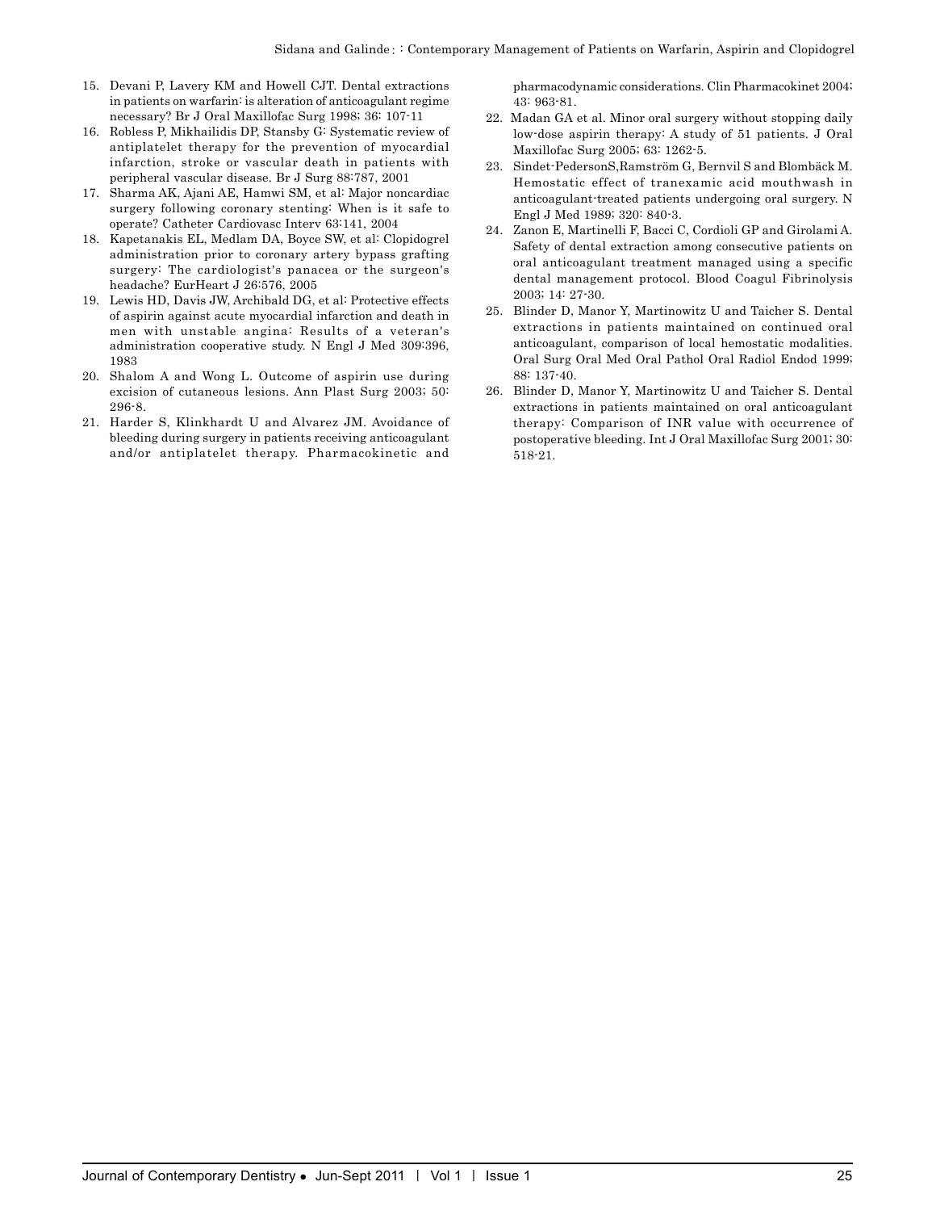15. Devani P, Lavery KM and Howell CJT. Dental extractions in patients on warfarin: is alteration of anticoagulant regime necessary? Br J Oral Maxillofac Surg 1998; 36: 107-11
16. Robless P, Mikhailidis DP, Stansby G: Systematic review of antiplatelet therapy for the prevention of myocardial infarction, stroke or vascular death in patients with peripheral vascular disease. Br J Surg 88:787, 2001
17. Sharma AK, Ajani AE, Hamwi SM, et al: Major noncardiac surgery following coronary stenting: When is it safe to operate? Catheter Cardiovasc Interv 63:141, 2004
18. Kapetanakis EL, Medlam DA, Boyce SW, et al: Clopidogrel administration prior to coronary artery bypass grafting surgery: The cardiologist's panacea or the surgeon's headache? EurHeart J 26:576, 2005
19. Lewis HD, Davis JW, Archibald DG, et al: Protective effects of aspirin against acute myocardial infarction and death in men with unstable angina: Results of a veteran's administration cooperative study. N Engl J Med 309:396, 1983
20. Shalom A and Wong L. Outcome of aspirin use during excision of cutaneous lesions. Ann Plast Surg 2003; 50: 296-8.
21. Harder S, Klinkhardt U and Alvarez JM. Avoidance of bleeding during surgery in patients receiving anticoagulant and/or antiplatelet therapy. Pharmacokinetic and pharmacodynamic considerations. Clin Pharmacokinet 2004; 43: 963-81.
22. Madan GA et al. Minor oral surgery without stopping daily low-dose aspirin therapy: A study of 51 patients. J Oral Maxillofac Surg 2005; 63: 1262-5.
23. Sindet-PedersonS,Ramström G, Bernvil S and Blombäck M. Hemostatic effect of tranexamic acid mouthwash in anticoagulant-treated patients undergoing oral surgery. N Engl J Med 1989; 320: 840-3.
24. Zanon E, Martinelli F, Bacci C, Cordioli GP and Girolami A. Safety of dental extraction among consecutive patients on oral anticoagulant treatment managed using a specific dental management protocol. Blood Coagul Fibrinolysis 2003; 14: 27-30.
25. Blinder D, Manor Y, Martinowitz U and Taicher S. Dental extractions in patients maintained on continued oral anticoagulant, comparison of local hemostatic modalities. Oral Surg Oral Med Oral Pathol Oral Radiol Endod 1999; 88: 137-40.
26. Blinder D, Manor Y, Martinowitz U and Taicher S. Dental extractions in patients maintained on oral anticoagulant therapy: Comparison of INR value with occurrence of postoperative bleeding. Int J Oral Maxillofac Surg 2001; 30: 518-21.